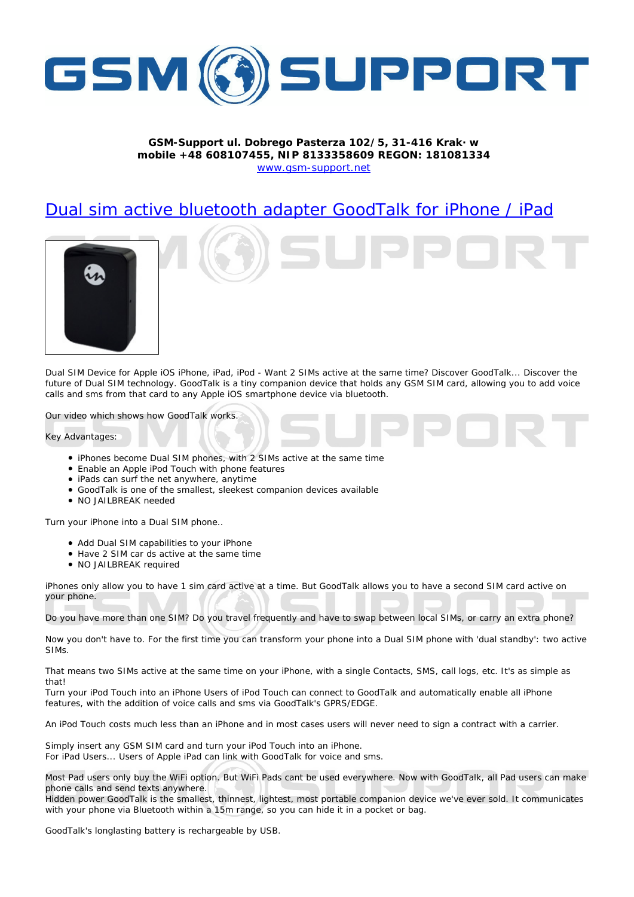**GSM-Support ul. Dobrego Pasterza 102/5, 31-416 Krak· w**
**mobile +48 608107455, NIP 8133358609 REGON: 181081334**
www.gsm-support.net

# Dual sim active bluetooth adapter GoodTalk for iPhone / iPad

Dual SIM Device for Apple iOS iPhone, iPad, iPod - Want 2 SIMs active at the same time? Discover GoodTalk... Discover the future of Dual SIM technology. GoodTalk is a tiny companion device that holds any GSM SIM card, allowing you to add voice calls and sms from that card to any Apple iOS smartphone device via bluetooth.

Our video which shows how GoodTalk works.

Key Advantages:

- iPhones become Dual SIM phones, with 2 SIMs active at the same time
- Enable an Apple iPod Touch with phone features
- iPads can surf the net anywhere, anytime
- GoodTalk is one of the smallest, sleekest companion devices available
- NO JAILBREAK needed

Turn your iPhone into a Dual SIM phone..

- Add Dual SIM capabilities to your iPhone
- Have 2 SIM car ds active at the same time
- NO JAILBREAK required

iPhones only allow you to have 1 sim card active at a time. But GoodTalk allows you to have a second SIM card active on your phone.

Do you have more than one SIM? Do you travel frequently and have to swap between local SIMs, or carry an extra phone?

Now you don't have to. For the first time you can transform your phone into a Dual SIM phone with 'dual standby': two active SIMs.

That means two SIMs active at the same time on your iPhone, with a single Contacts, SMS, call logs, etc. It's as simple as that!
Turn your iPod Touch into an iPhone Users of iPod Touch can connect to GoodTalk and automatically enable all iPhone features, with the addition of voice calls and sms via GoodTalk's GPRS/EDGE.

An iPod Touch costs much less than an iPhone and in most cases users will never need to sign a contract with a carrier.

Simply insert any GSM SIM card and turn your iPod Touch into an iPhone.
For iPad Users... Users of Apple iPad can link with GoodTalk for voice and sms.

Most Pad users only buy the WiFi option. But WiFi Pads cant be used everywhere. Now with GoodTalk, all Pad users can make phone calls and send texts anywhere.
Hidden power GoodTalk is the smallest, thinnest, lightest, most portable companion device we've ever sold. It communicates with your phone via Bluetooth within a 15m range, so you can hide it in a pocket or bag.

GoodTalk's longlasting battery is rechargeable by USB.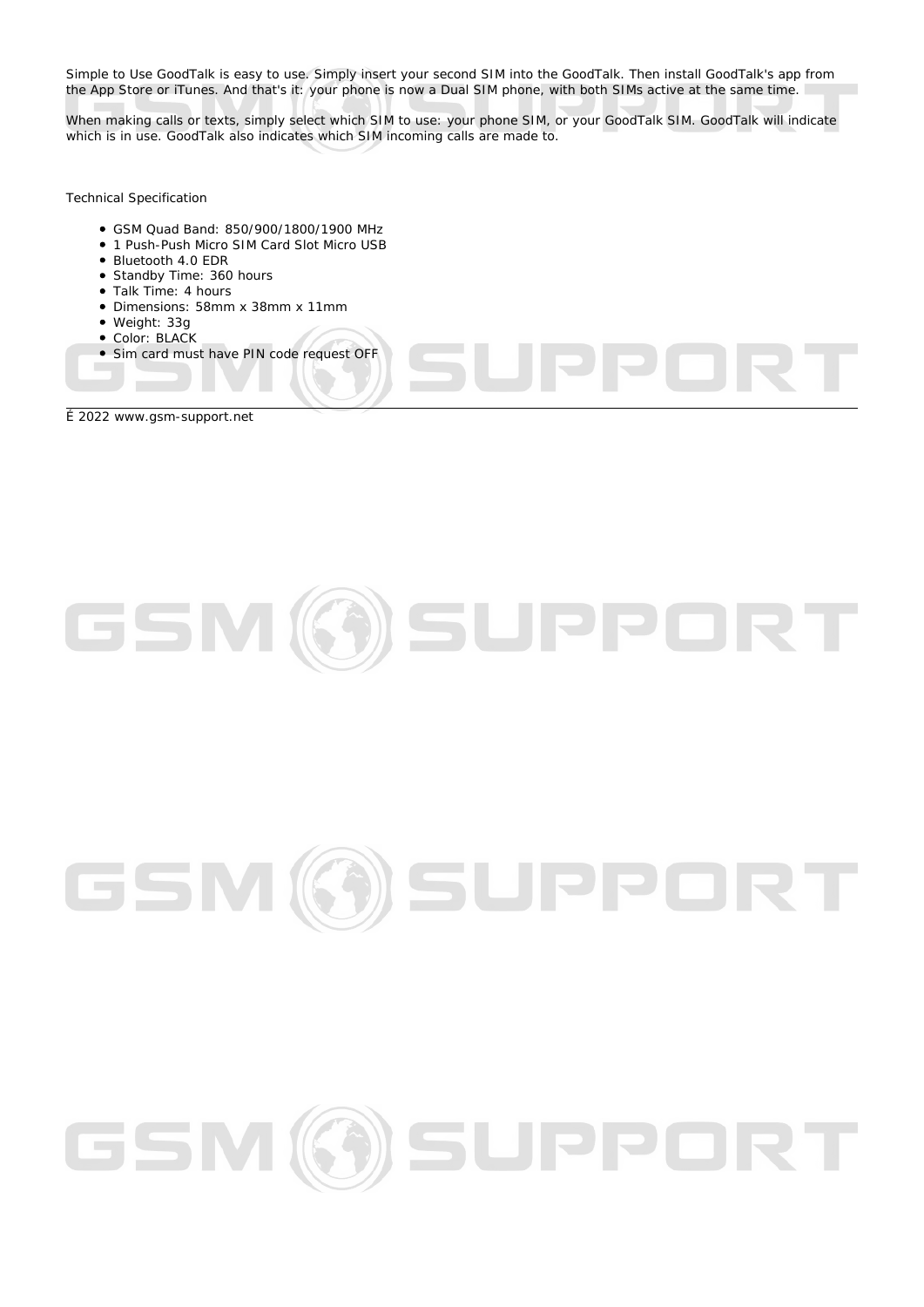Simple to Use GoodTalk is easy to use. Simply insert your second SIM into the GoodTalk. Then install GoodTalk's app from the App Store or iTunes. And that's it: your phone is now a Dual SIM phone, with both SIMs active at the same time.

When making calls or texts, simply select which SIM to use: your phone SIM, or your GoodTalk SIM. GoodTalk will indicate which is in use. GoodTalk also indicates which SIM incoming calls are made to.

Technical Specification

- GSM Quad Band: 850/900/1800/1900 MHz
- 1 Push-Push Micro SIM Card Slot Micro USB
- Bluetooth 4.0 EDR
- Standby Time: 360 hours
- Talk Time: 4 hours
- Dimensions: 58mm x 38mm x 11mm
- Weight: 33g
- Color: BLACK
- Sim card must have PIN code request OFF

---

É 2022 www.gsm-support.net